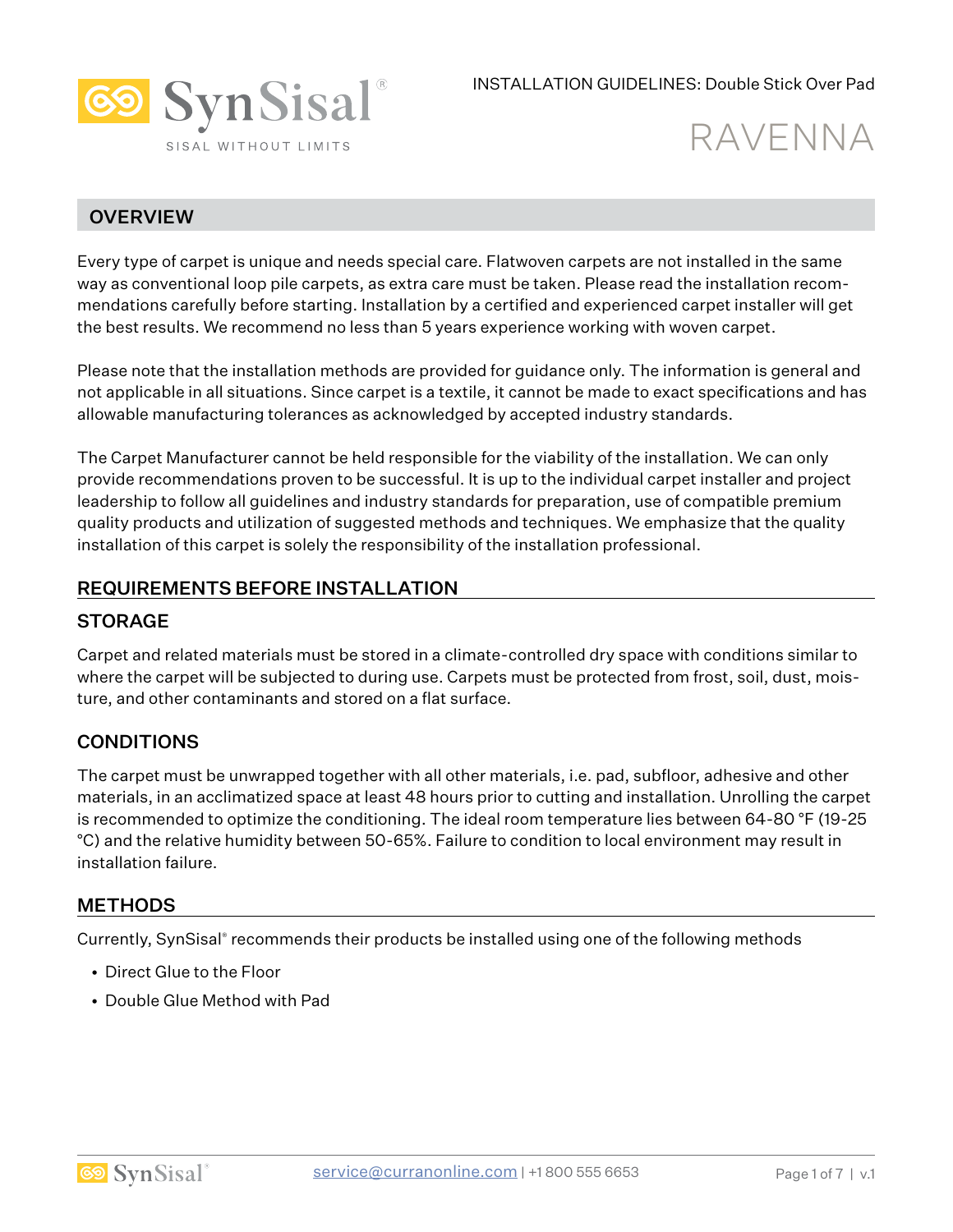SynSisal®

SISAL WITHOUT LIMITS

INSTALLATION GUIDELINES: Double Stick Over Pad

# RAVENNA

## OVERVIEW

Every type of carpet is unique and needs special care. Flatwoven carpets are not installed in the same way as conventional loop pile carpets, as extra care must be taken. Please read the installation recommendations carefully before starting. Installation by a certified and experienced carpet installer will get the best results. We recommend no less than 5 years experience working with woven carpet.

Please note that the installation methods are provided for guidance only. The information is general and not applicable in all situations. Since carpet is a textile, it cannot be made to exact specifications and has allowable manufacturing tolerances as acknowledged by accepted industry standards.

The Carpet Manufacturer cannot be held responsible for the viability of the installation. We can only provide recommendations proven to be successful. It is up to the individual carpet installer and project leadership to follow all guidelines and industry standards for preparation, use of compatible premium quality products and utilization of suggested methods and techniques. We emphasize that the quality installation of this carpet is solely the responsibility of the installation professional.

## REQUIREMENTS BEFORE INSTALLATION

### STORAGE

Carpet and related materials must be stored in a climate-controlled dry space with conditions similar to where the carpet will be subjected to during use. Carpets must be protected from frost, soil, dust, moisture, and other contaminants and stored on a flat surface.

### CONDITIONS

The carpet must be unwrapped together with all other materials, i.e. pad, subfloor, adhesive and other materials, in an acclimatized space at least 48 hours prior to cutting and installation. Unrolling the carpet is recommended to optimize the conditioning. The ideal room temperature lies between 64-80 °F (19-25 °C) and the relative humidity between 50-65%. Failure to condition to local environment may result in installation failure.

## METHODS

Currently, SynSisal® recommends their products be installed using one of the following methods

- Direct Glue to the Floor
- Double Glue Method with Pad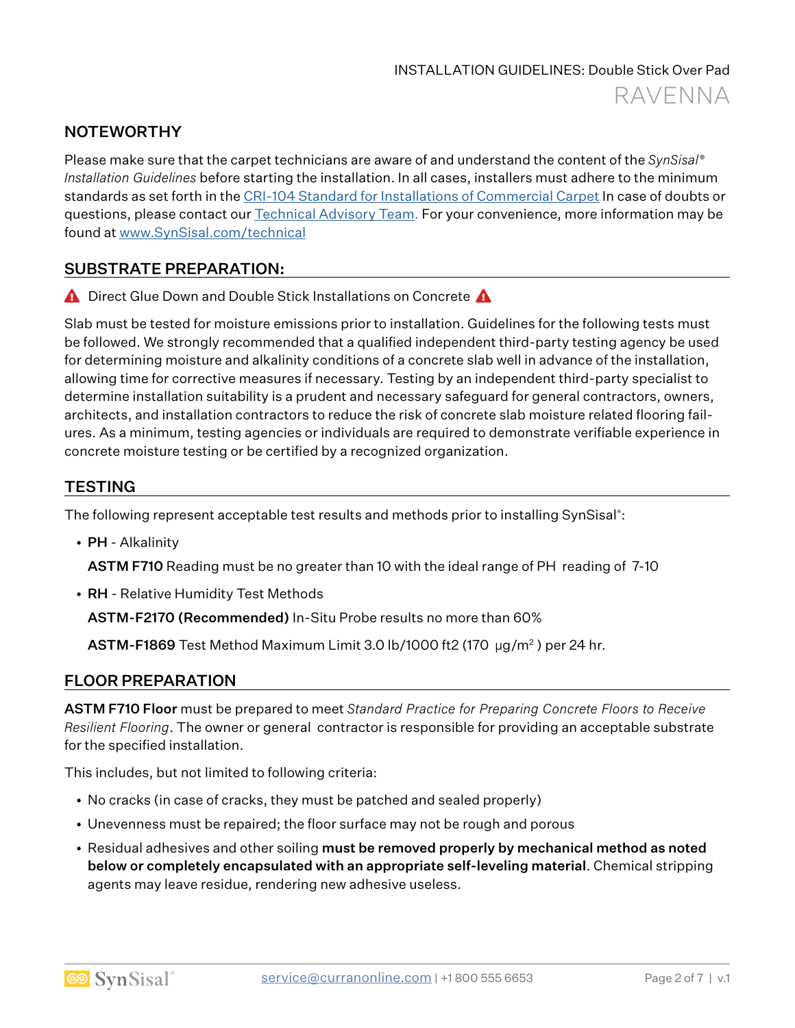## NOTEWORTHY

Please make sure that the carpet technicians are aware of and understand the content of the *SynSisal® Installation Guidelines* before starting the installation. In all cases, installers must adhere to the minimum standards as set forth in the [CRI-104 Standard for Installations of Commercial Carpet]() In case of doubts or questions, please contact our [Technical Advisory Team.]() For your convenience, more information may be found at [www.SynSisal.com/technical]()

## SUBSTRATE PREPARATION:

⚠ Direct Glue Down and Double Stick Installations on Concrete ⚠

Slab must be tested for moisture emissions prior to installation. Guidelines for the following tests must be followed. We strongly recommended that a qualified independent third-party testing agency be used for determining moisture and alkalinity conditions of a concrete slab well in advance of the installation, allowing time for corrective measures if necessary. Testing by an independent third-party specialist to determine installation suitability is a prudent and necessary safeguard for general contractors, owners, architects, and installation contractors to reduce the risk of concrete slab moisture related flooring failures. As a minimum, testing agencies or individuals are required to demonstrate verifiable experience in concrete moisture testing or be certified by a recognized organization.

## TESTING

The following represent acceptable test results and methods prior to installing SynSisal®:

- **PH** - Alkalinity

  **ASTM F710** Reading must be no greater than 10 with the ideal range of PH reading of 7-10

- **RH** - Relative Humidity Test Methods

  **ASTM-F2170 (Recommended)** In-Situ Probe results no more than 60%

  **ASTM-F1869** Test Method Maximum Limit 3.0 lb/1000 ft2 (170 μg/m²) per 24 hr.

## FLOOR PREPARATION

**ASTM F710 Floor** must be prepared to meet *Standard Practice for Preparing Concrete Floors to Receive Resilient Flooring*. The owner or general contractor is responsible for providing an acceptable substrate for the specified installation.

This includes, but not limited to following criteria:

- No cracks (in case of cracks, they must be patched and sealed properly)
- Unevenness must be repaired; the floor surface may not be rough and porous
- Residual adhesives and other soiling **must be removed properly by mechanical method as noted below or completely encapsulated with an appropriate self-leveling material**. Chemical stripping agents may leave residue, rendering new adhesive useless.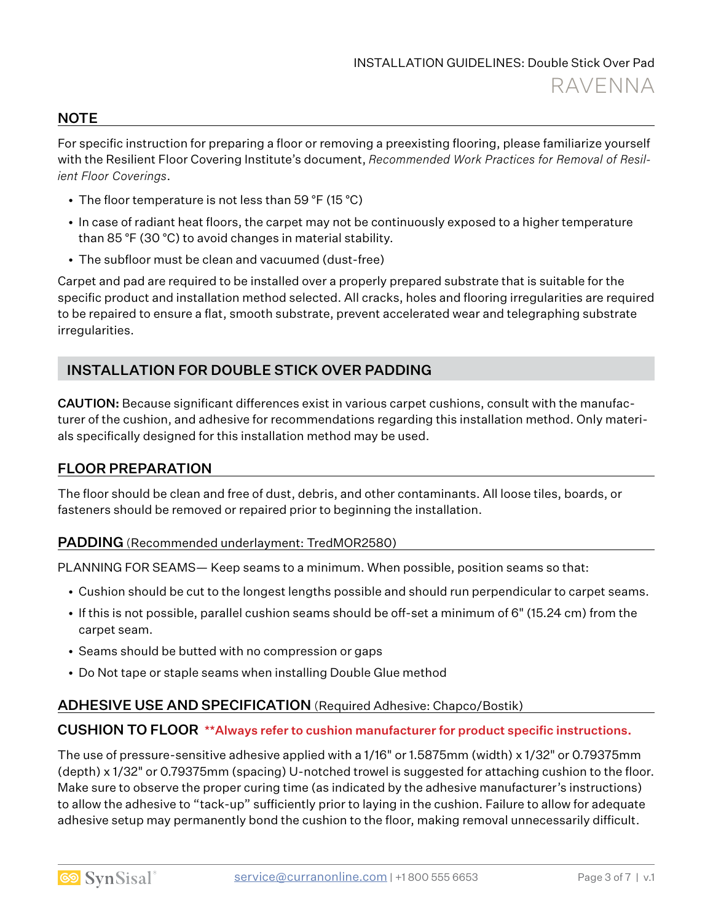## NOTE

For specific instruction for preparing a floor or removing a preexisting flooring, please familiarize yourself with the Resilient Floor Covering Institute's document, *Recommended Work Practices for Removal of Resilient Floor Coverings*.

- The floor temperature is not less than 59 °F (15 °C)
- In case of radiant heat floors, the carpet may not be continuously exposed to a higher temperature than 85 °F (30 °C) to avoid changes in material stability.
- The subfloor must be clean and vacuumed (dust-free)

Carpet and pad are required to be installed over a properly prepared substrate that is suitable for the specific product and installation method selected. All cracks, holes and flooring irregularities are required to be repaired to ensure a flat, smooth substrate, prevent accelerated wear and telegraphing substrate irregularities.

## INSTALLATION FOR DOUBLE STICK OVER PADDING

**CAUTION:** Because significant differences exist in various carpet cushions, consult with the manufacturer of the cushion, and adhesive for recommendations regarding this installation method. Only materials specifically designed for this installation method may be used.

### FLOOR PREPARATION

The floor should be clean and free of dust, debris, and other contaminants. All loose tiles, boards, or fasteners should be removed or repaired prior to beginning the installation.

### PADDING (Recommended underlayment: TredMOR2580)

PLANNING FOR SEAMS— Keep seams to a minimum. When possible, position seams so that:

- Cushion should be cut to the longest lengths possible and should run perpendicular to carpet seams.
- If this is not possible, parallel cushion seams should be off-set a minimum of 6" (15.24 cm) from the carpet seam.
- Seams should be butted with no compression or gaps
- Do Not tape or staple seams when installing Double Glue method

### ADHESIVE USE AND SPECIFICATION (Required Adhesive: Chapco/Bostik)

### CUSHION TO FLOOR **Always refer to cushion manufacturer for product specific instructions.

The use of pressure-sensitive adhesive applied with a 1/16" or 1.5875mm (width) x 1/32" or 0.79375mm (depth) x 1/32" or 0.79375mm (spacing) U-notched trowel is suggested for attaching cushion to the floor. Make sure to observe the proper curing time (as indicated by the adhesive manufacturer's instructions) to allow the adhesive to "tack-up" sufficiently prior to laying in the cushion. Failure to allow for adequate adhesive setup may permanently bond the cushion to the floor, making removal unnecessarily difficult.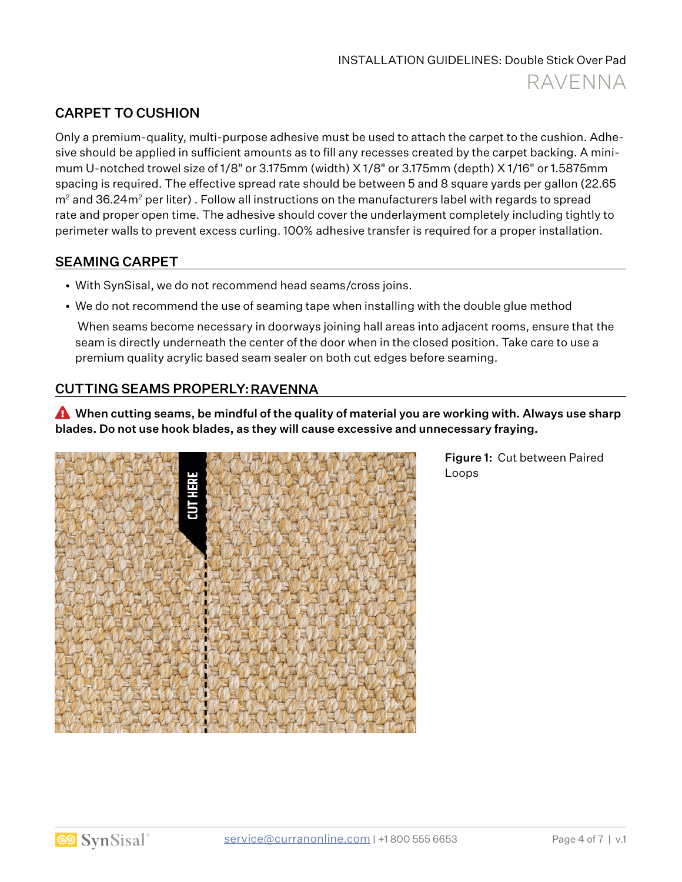## CARPET TO CUSHION

Only a premium-quality, multi-purpose adhesive must be used to attach the carpet to the cushion. Adhesive should be applied in sufficient amounts as to fill any recesses created by the carpet backing. A minimum U-notched trowel size of 1/8" or 3.175mm (width) X 1/8" or 3.175mm (depth) X 1/16" or 1.5875mm spacing is required. The effective spread rate should be between 5 and 8 square yards per gallon (22.65 $m^2$ and 36.24$m^2$ per liter) . Follow all instructions on the manufacturers label with regards to spread rate and proper open time. The adhesive should cover the underlayment completely including tightly to perimeter walls to prevent excess curling. 100% adhesive transfer is required for a proper installation.

## SEAMING CARPET

- With SynSisal, we do not recommend head seams/cross joins.
- We do not recommend the use of seaming tape when installing with the double glue method

  When seams become necessary in doorways joining hall areas into adjacent rooms, ensure that the seam is directly underneath the center of the door when in the closed position. Take care to use a premium quality acrylic based seam sealer on both cut edges before seaming.

## CUTTING SEAMS PROPERLY: RAVENNA

**When cutting seams, be mindful of the quality of material you are working with. Always use sharp blades. Do not use hook blades, as they will cause excessive and unnecessary fraying.**

CUT HERE

**Figure 1:** Cut between Paired Loops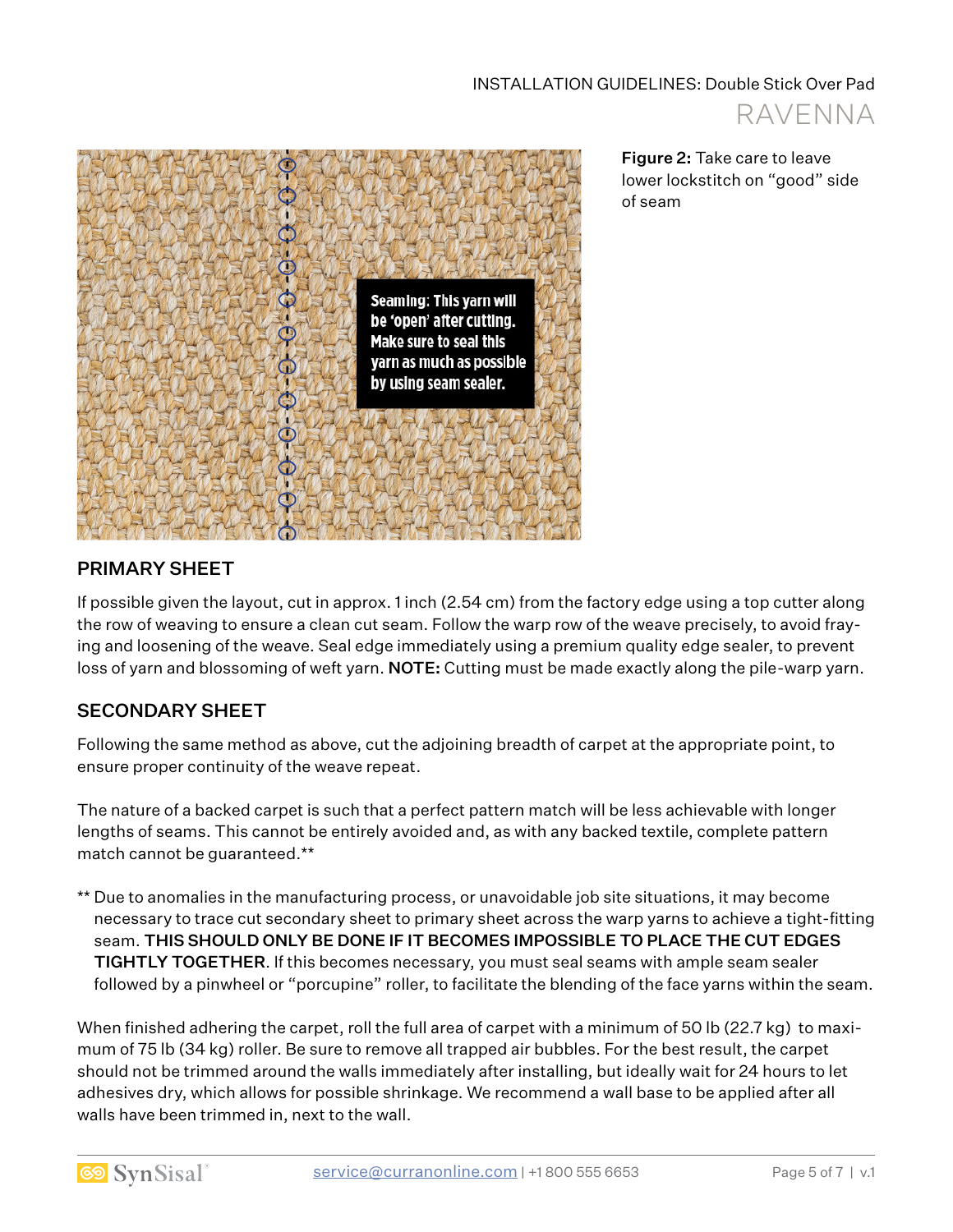Seaming: This yarn will be 'open' after cutting. Make sure to seal this yarn as much as possible by using seam sealer.

**Figure 2:** Take care to leave lower lockstitch on "good" side of seam

## PRIMARY SHEET

If possible given the layout, cut in approx. 1 inch (2.54 cm) from the factory edge using a top cutter along the row of weaving to ensure a clean cut seam. Follow the warp row of the weave precisely, to avoid fraying and loosening of the weave. Seal edge immediately using a premium quality edge sealer, to prevent loss of yarn and blossoming of weft yarn. **NOTE:** Cutting must be made exactly along the pile-warp yarn.

## SECONDARY SHEET

Following the same method as above, cut the adjoining breadth of carpet at the appropriate point, to ensure proper continuity of the weave repeat.

The nature of a backed carpet is such that a perfect pattern match will be less achievable with longer lengths of seams. This cannot be entirely avoided and, as with any backed textile, complete pattern match cannot be guaranteed.**

** Due to anomalies in the manufacturing process, or unavoidable job site situations, it may become necessary to trace cut secondary sheet to primary sheet across the warp yarns to achieve a tight-fitting seam. **THIS SHOULD ONLY BE DONE IF IT BECOMES IMPOSSIBLE TO PLACE THE CUT EDGES TIGHTLY TOGETHER**. If this becomes necessary, you must seal seams with ample seam sealer followed by a pinwheel or "porcupine" roller, to facilitate the blending of the face yarns within the seam.

When finished adhering the carpet, roll the full area of carpet with a minimum of 50 lb (22.7 kg) to maximum of 75 lb (34 kg) roller. Be sure to remove all trapped air bubbles. For the best result, the carpet should not be trimmed around the walls immediately after installing, but ideally wait for 24 hours to let adhesives dry, which allows for possible shrinkage. We recommend a wall base to be applied after all walls have been trimmed in, next to the wall.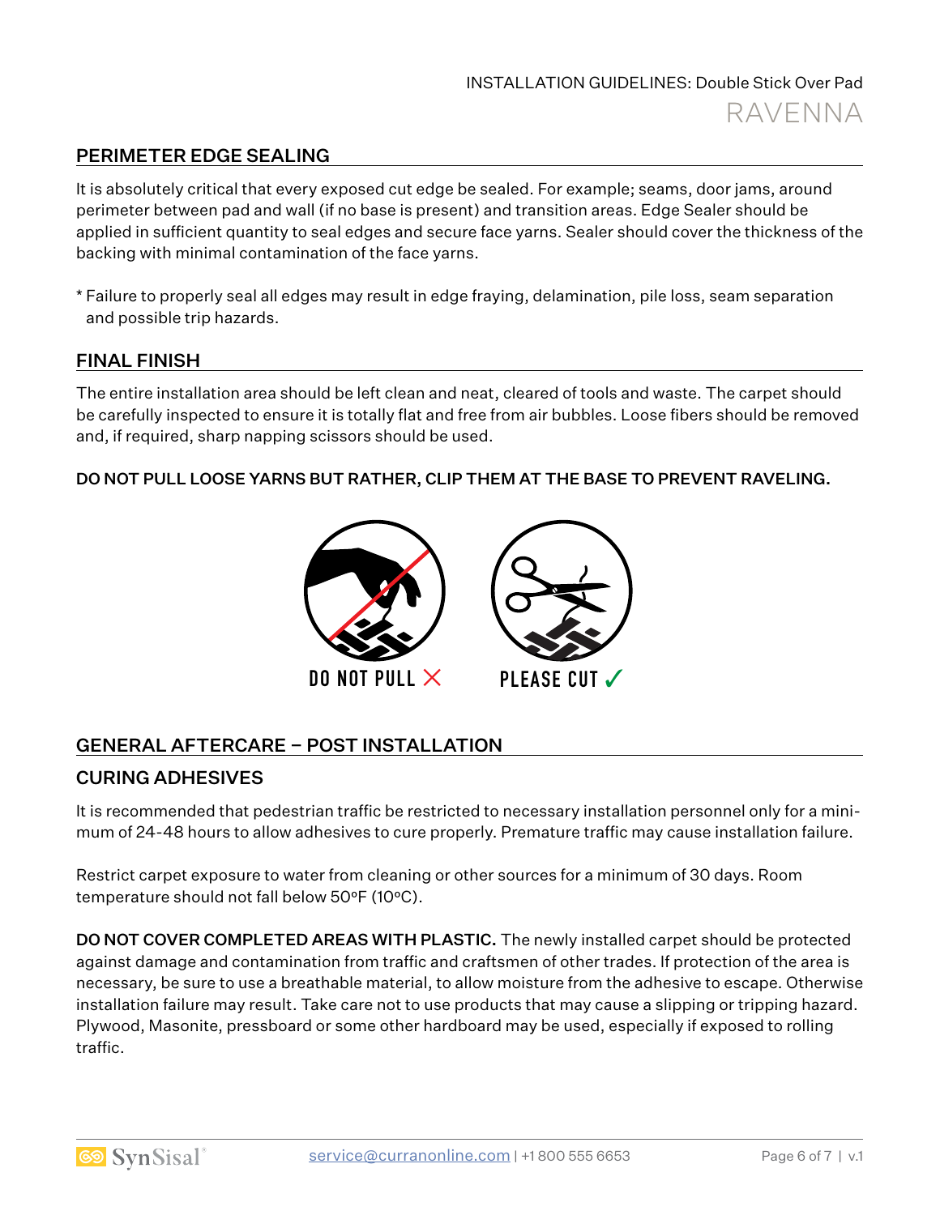## PERIMETER EDGE SEALING

It is absolutely critical that every exposed cut edge be sealed. For example; seams, door jams, around perimeter between pad and wall (if no base is present) and transition areas. Edge Sealer should be applied in sufficient quantity to seal edges and secure face yarns. Sealer should cover the thickness of the backing with minimal contamination of the face yarns.

* Failure to properly seal all edges may result in edge fraying, delamination, pile loss, seam separation and possible trip hazards.

## FINAL FINISH

The entire installation area should be left clean and neat, cleared of tools and waste. The carpet should be carefully inspected to ensure it is totally flat and free from air bubbles. Loose fibers should be removed and, if required, sharp napping scissors should be used.

**DO NOT PULL LOOSE YARNS BUT RATHER, CLIP THEM AT THE BASE TO PREVENT RAVELING.**

DO NOT PULL ✗ PLEASE CUT ✓

## GENERAL AFTERCARE – POST INSTALLATION

### CURING ADHESIVES

It is recommended that pedestrian traffic be restricted to necessary installation personnel only for a minimum of 24-48 hours to allow adhesives to cure properly. Premature traffic may cause installation failure.

Restrict carpet exposure to water from cleaning or other sources for a minimum of 30 days. Room temperature should not fall below 50ºF (10ºC).

**DO NOT COVER COMPLETED AREAS WITH PLASTIC.** The newly installed carpet should be protected against damage and contamination from traffic and craftsmen of other trades. If protection of the area is necessary, be sure to use a breathable material, to allow moisture from the adhesive to escape. Otherwise installation failure may result. Take care not to use products that may cause a slipping or tripping hazard. Plywood, Masonite, pressboard or some other hardboard may be used, especially if exposed to rolling traffic.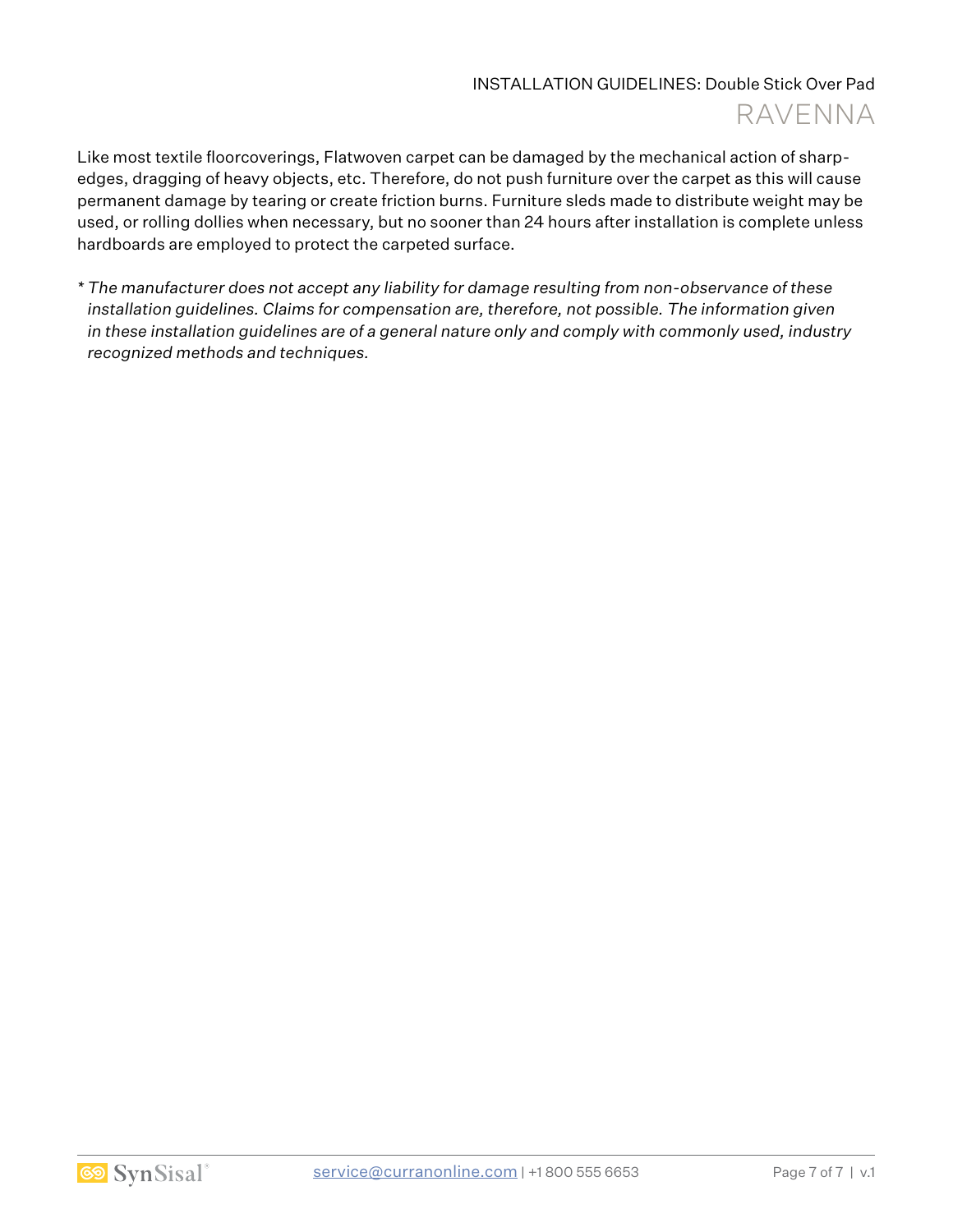Like most textile floorcoverings, Flatwoven carpet can be damaged by the mechanical action of sharp-edges, dragging of heavy objects, etc. Therefore, do not push furniture over the carpet as this will cause permanent damage by tearing or create friction burns. Furniture sleds made to distribute weight may be used, or rolling dollies when necessary, but no sooner than 24 hours after installation is complete unless hardboards are employed to protect the carpeted surface.

*\* The manufacturer does not accept any liability for damage resulting from non-observance of these installation guidelines. Claims for compensation are, therefore, not possible. The information given in these installation guidelines are of a general nature only and comply with commonly used, industry recognized methods and techniques.*